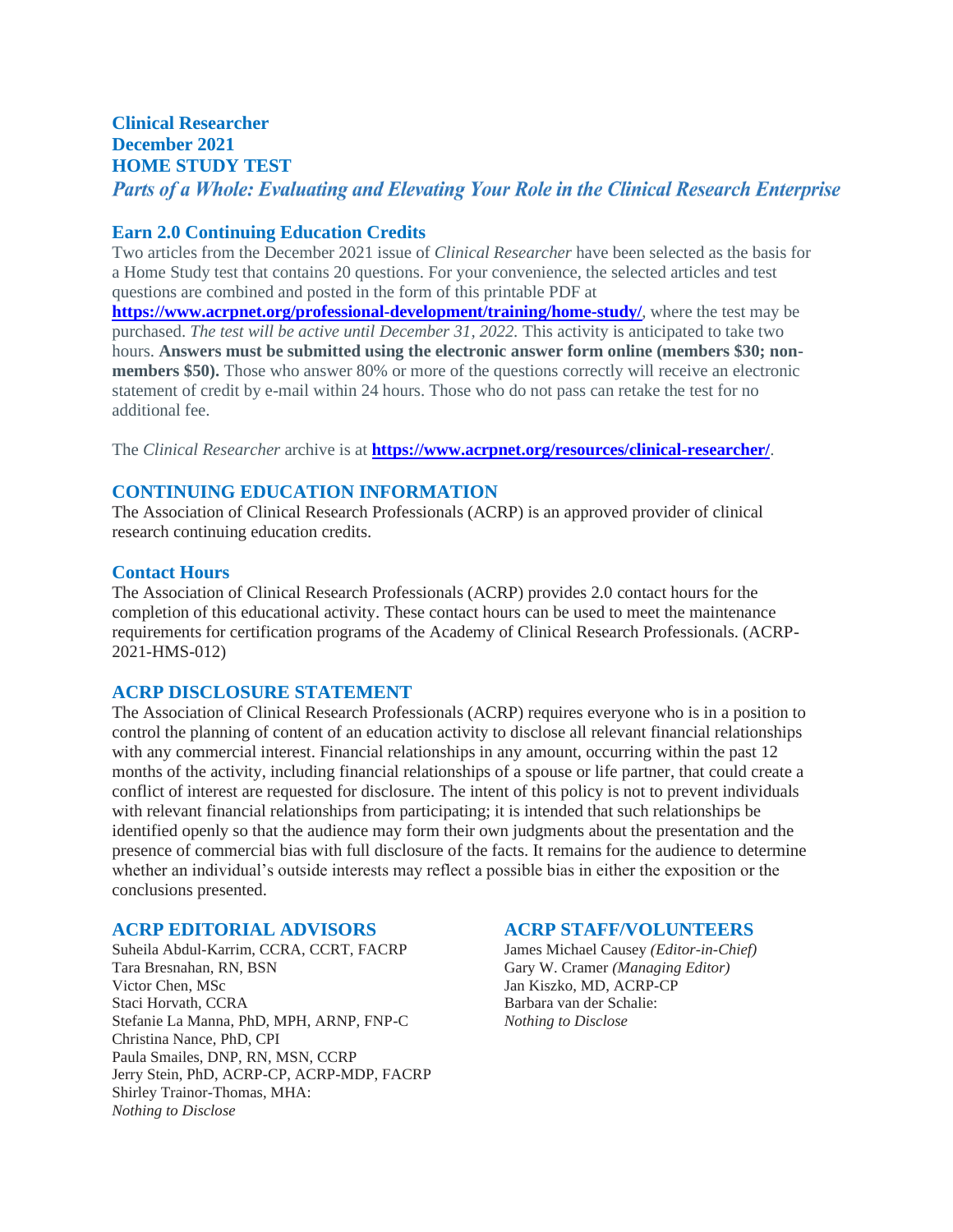# Clinical Researcher
# December 2021
# HOME STUDY TEST

***Parts of a Whole: Evaluating and Elevating Your Role in the Clinical Research Enterprise***

## Earn 2.0 Continuing Education Credits

Two articles from the December 2021 issue of *Clinical Researcher* have been selected as the basis for a Home Study test that contains 20 questions. For your convenience, the selected articles and test questions are combined and posted in the form of this printable PDF at **https://www.acrpnet.org/professional-development/training/home-study/**, where the test may be purchased. *The test will be active until December 31, 2022.* This activity is anticipated to take two hours. **Answers must be submitted using the electronic answer form online (members $30; non-members $50).** Those who answer 80% or more of the questions correctly will receive an electronic statement of credit by e-mail within 24 hours. Those who do not pass can retake the test for no additional fee.

The *Clinical Researcher* archive is at **https://www.acrpnet.org/resources/clinical-researcher/**.

## CONTINUING EDUCATION INFORMATION

The Association of Clinical Research Professionals (ACRP) is an approved provider of clinical research continuing education credits.

### Contact Hours

The Association of Clinical Research Professionals (ACRP) provides 2.0 contact hours for the completion of this educational activity. These contact hours can be used to meet the maintenance requirements for certification programs of the Academy of Clinical Research Professionals. (ACRP-2021-HMS-012)

## ACRP DISCLOSURE STATEMENT

The Association of Clinical Research Professionals (ACRP) requires everyone who is in a position to control the planning of content of an education activity to disclose all relevant financial relationships with any commercial interest. Financial relationships in any amount, occurring within the past 12 months of the activity, including financial relationships of a spouse or life partner, that could create a conflict of interest are requested for disclosure. The intent of this policy is not to prevent individuals with relevant financial relationships from participating; it is intended that such relationships be identified openly so that the audience may form their own judgments about the presentation and the presence of commercial bias with full disclosure of the facts. It remains for the audience to determine whether an individual's outside interests may reflect a possible bias in either the exposition or the conclusions presented.

## ACRP EDITORIAL ADVISORS

Suheila Abdul-Karrim, CCRA, CCRT, FACRP
Tara Bresnahan, RN, BSN
Victor Chen, MSc
Staci Horvath, CCRA
Stefanie La Manna, PhD, MPH, ARNP, FNP-C
Christina Nance, PhD, CPI
Paula Smailes, DNP, RN, MSN, CCRP
Jerry Stein, PhD, ACRP-CP, ACRP-MDP, FACRP
Shirley Trainor-Thomas, MHA:
*Nothing to Disclose*

## ACRP STAFF/VOLUNTEERS

James Michael Causey *(Editor-in-Chief)*
Gary W. Cramer *(Managing Editor)*
Jan Kiszko, MD, ACRP-CP
Barbara van der Schalie:
*Nothing to Disclose*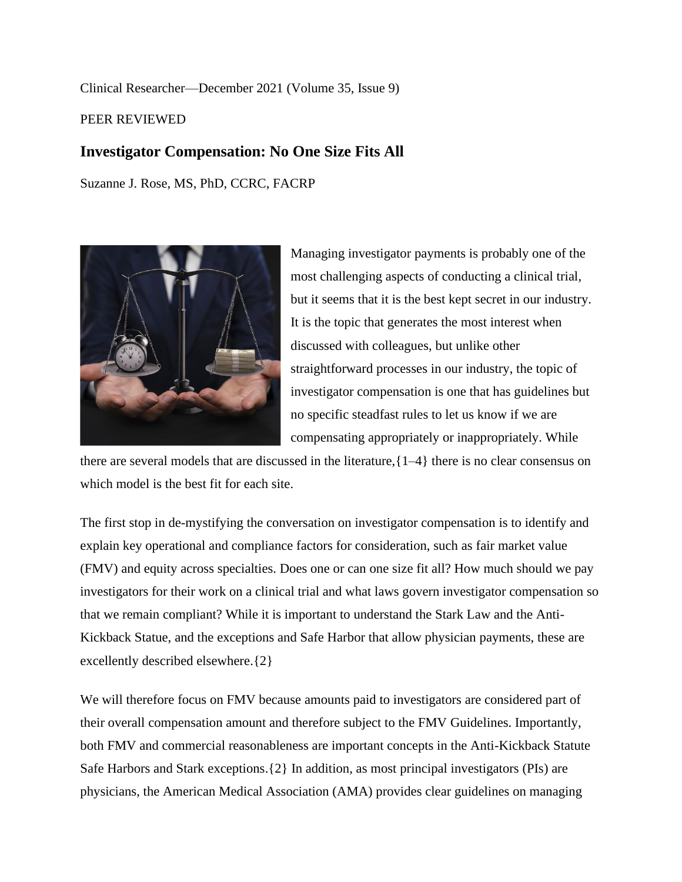Clinical Researcher—December 2021 (Volume 35, Issue 9)

PEER REVIEWED

## Investigator Compensation: No One Size Fits All

Suzanne J. Rose, MS, PhD, CCRC, FACRP

Managing investigator payments is probably one of the most challenging aspects of conducting a clinical trial, but it seems that it is the best kept secret in our industry. It is the topic that generates the most interest when discussed with colleagues, but unlike other straightforward processes in our industry, the topic of investigator compensation is one that has guidelines but no specific steadfast rules to let us know if we are compensating appropriately or inappropriately. While there are several models that are discussed in the literature,{1–4} there is no clear consensus on which model is the best fit for each site.

The first stop in de-mystifying the conversation on investigator compensation is to identify and explain key operational and compliance factors for consideration, such as fair market value (FMV) and equity across specialties. Does one or can one size fit all? How much should we pay investigators for their work on a clinical trial and what laws govern investigator compensation so that we remain compliant? While it is important to understand the Stark Law and the Anti-Kickback Statue, and the exceptions and Safe Harbor that allow physician payments, these are excellently described elsewhere.{2}

We will therefore focus on FMV because amounts paid to investigators are considered part of their overall compensation amount and therefore subject to the FMV Guidelines. Importantly, both FMV and commercial reasonableness are important concepts in the Anti-Kickback Statute Safe Harbors and Stark exceptions.{2} In addition, as most principal investigators (PIs) are physicians, the American Medical Association (AMA) provides clear guidelines on managing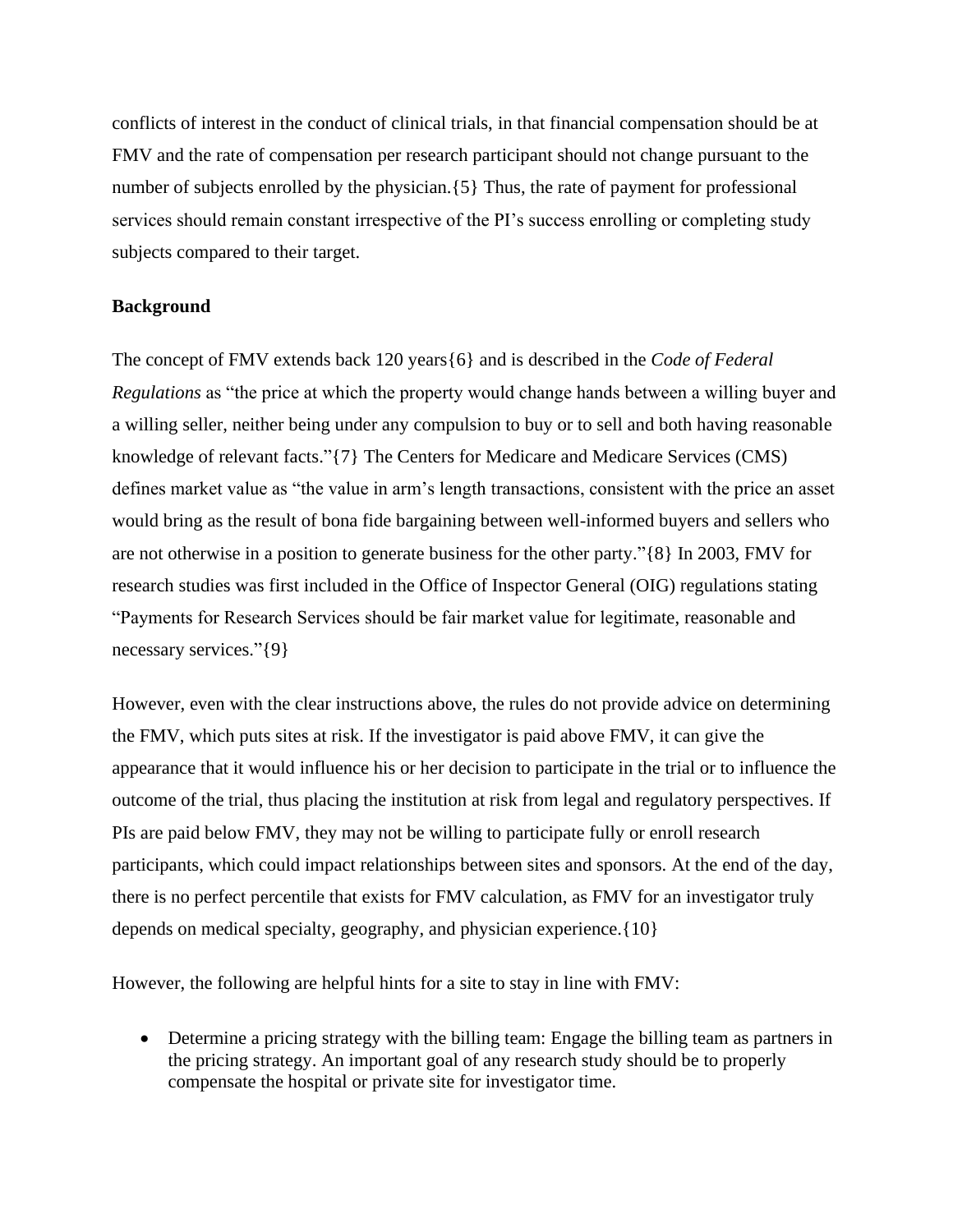conflicts of interest in the conduct of clinical trials, in that financial compensation should be at FMV and the rate of compensation per research participant should not change pursuant to the number of subjects enrolled by the physician.{5} Thus, the rate of payment for professional services should remain constant irrespective of the PI's success enrolling or completing study subjects compared to their target.

**Background**

The concept of FMV extends back 120 years{6} and is described in the *Code of Federal Regulations* as "the price at which the property would change hands between a willing buyer and a willing seller, neither being under any compulsion to buy or to sell and both having reasonable knowledge of relevant facts."{7} The Centers for Medicare and Medicare Services (CMS) defines market value as "the value in arm's length transactions, consistent with the price an asset would bring as the result of bona fide bargaining between well-informed buyers and sellers who are not otherwise in a position to generate business for the other party."{8} In 2003, FMV for research studies was first included in the Office of Inspector General (OIG) regulations stating "Payments for Research Services should be fair market value for legitimate, reasonable and necessary services."{9}

However, even with the clear instructions above, the rules do not provide advice on determining the FMV, which puts sites at risk. If the investigator is paid above FMV, it can give the appearance that it would influence his or her decision to participate in the trial or to influence the outcome of the trial, thus placing the institution at risk from legal and regulatory perspectives. If PIs are paid below FMV, they may not be willing to participate fully or enroll research participants, which could impact relationships between sites and sponsors. At the end of the day, there is no perfect percentile that exists for FMV calculation, as FMV for an investigator truly depends on medical specialty, geography, and physician experience.{10}

However, the following are helpful hints for a site to stay in line with FMV:

- Determine a pricing strategy with the billing team: Engage the billing team as partners in the pricing strategy. An important goal of any research study should be to properly compensate the hospital or private site for investigator time.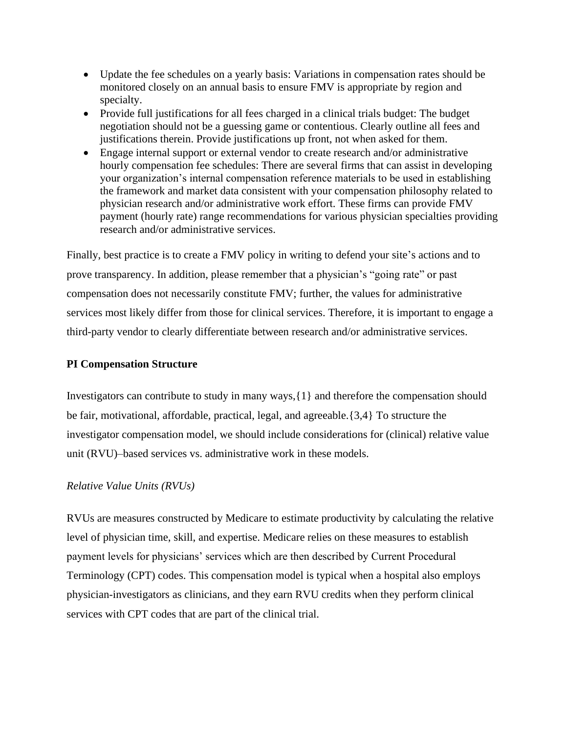- Update the fee schedules on a yearly basis: Variations in compensation rates should be monitored closely on an annual basis to ensure FMV is appropriate by region and specialty.
- Provide full justifications for all fees charged in a clinical trials budget: The budget negotiation should not be a guessing game or contentious. Clearly outline all fees and justifications therein. Provide justifications up front, not when asked for them.
- Engage internal support or external vendor to create research and/or administrative hourly compensation fee schedules: There are several firms that can assist in developing your organization's internal compensation reference materials to be used in establishing the framework and market data consistent with your compensation philosophy related to physician research and/or administrative work effort. These firms can provide FMV payment (hourly rate) range recommendations for various physician specialties providing research and/or administrative services.

Finally, best practice is to create a FMV policy in writing to defend your site's actions and to prove transparency. In addition, please remember that a physician's "going rate" or past compensation does not necessarily constitute FMV; further, the values for administrative services most likely differ from those for clinical services. Therefore, it is important to engage a third-party vendor to clearly differentiate between research and/or administrative services.

**PI Compensation Structure**

Investigators can contribute to study in many ways,{1} and therefore the compensation should be fair, motivational, affordable, practical, legal, and agreeable.{3,4} To structure the investigator compensation model, we should include considerations for (clinical) relative value unit (RVU)–based services vs. administrative work in these models.

*Relative Value Units (RVUs)*

RVUs are measures constructed by Medicare to estimate productivity by calculating the relative level of physician time, skill, and expertise. Medicare relies on these measures to establish payment levels for physicians' services which are then described by Current Procedural Terminology (CPT) codes. This compensation model is typical when a hospital also employs physician-investigators as clinicians, and they earn RVU credits when they perform clinical services with CPT codes that are part of the clinical trial.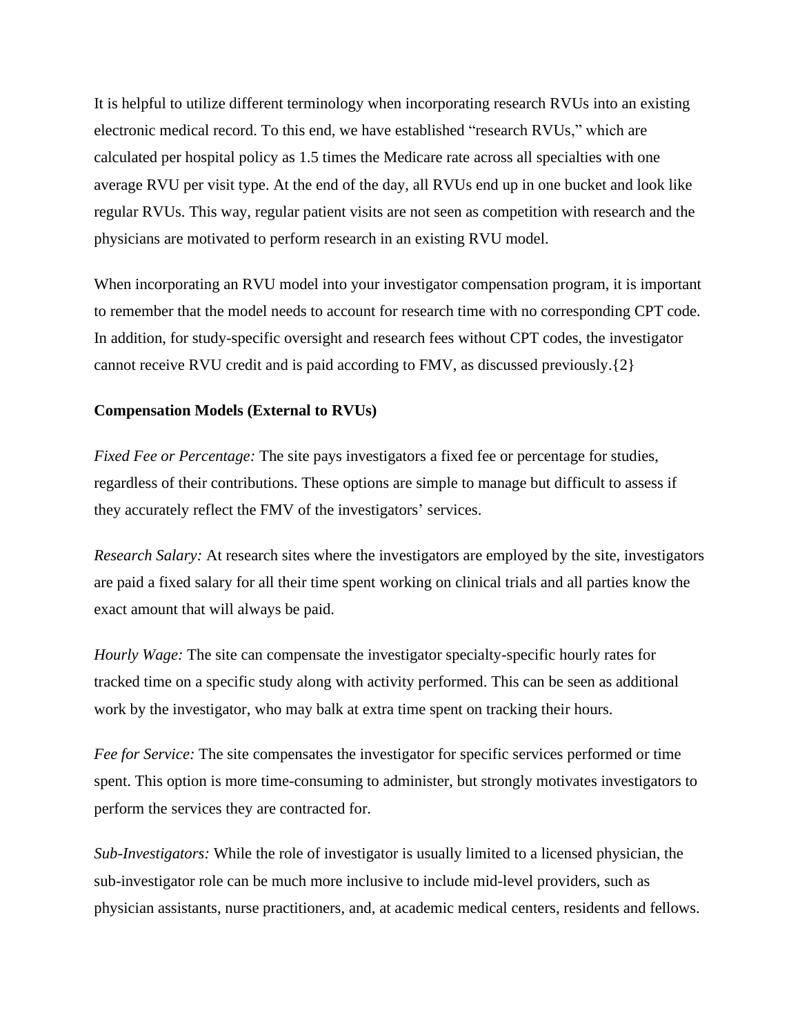It is helpful to utilize different terminology when incorporating research RVUs into an existing electronic medical record. To this end, we have established "research RVUs," which are calculated per hospital policy as 1.5 times the Medicare rate across all specialties with one average RVU per visit type. At the end of the day, all RVUs end up in one bucket and look like regular RVUs. This way, regular patient visits are not seen as competition with research and the physicians are motivated to perform research in an existing RVU model.

When incorporating an RVU model into your investigator compensation program, it is important to remember that the model needs to account for research time with no corresponding CPT code. In addition, for study-specific oversight and research fees without CPT codes, the investigator cannot receive RVU credit and is paid according to FMV, as discussed previously.{2}

**Compensation Models (External to RVUs)**

*Fixed Fee or Percentage:* The site pays investigators a fixed fee or percentage for studies, regardless of their contributions. These options are simple to manage but difficult to assess if they accurately reflect the FMV of the investigators' services.

*Research Salary:* At research sites where the investigators are employed by the site, investigators are paid a fixed salary for all their time spent working on clinical trials and all parties know the exact amount that will always be paid.

*Hourly Wage:* The site can compensate the investigator specialty-specific hourly rates for tracked time on a specific study along with activity performed. This can be seen as additional work by the investigator, who may balk at extra time spent on tracking their hours.

*Fee for Service:* The site compensates the investigator for specific services performed or time spent. This option is more time-consuming to administer, but strongly motivates investigators to perform the services they are contracted for.

*Sub-Investigators:* While the role of investigator is usually limited to a licensed physician, the sub-investigator role can be much more inclusive to include mid-level providers, such as physician assistants, nurse practitioners, and, at academic medical centers, residents and fellows.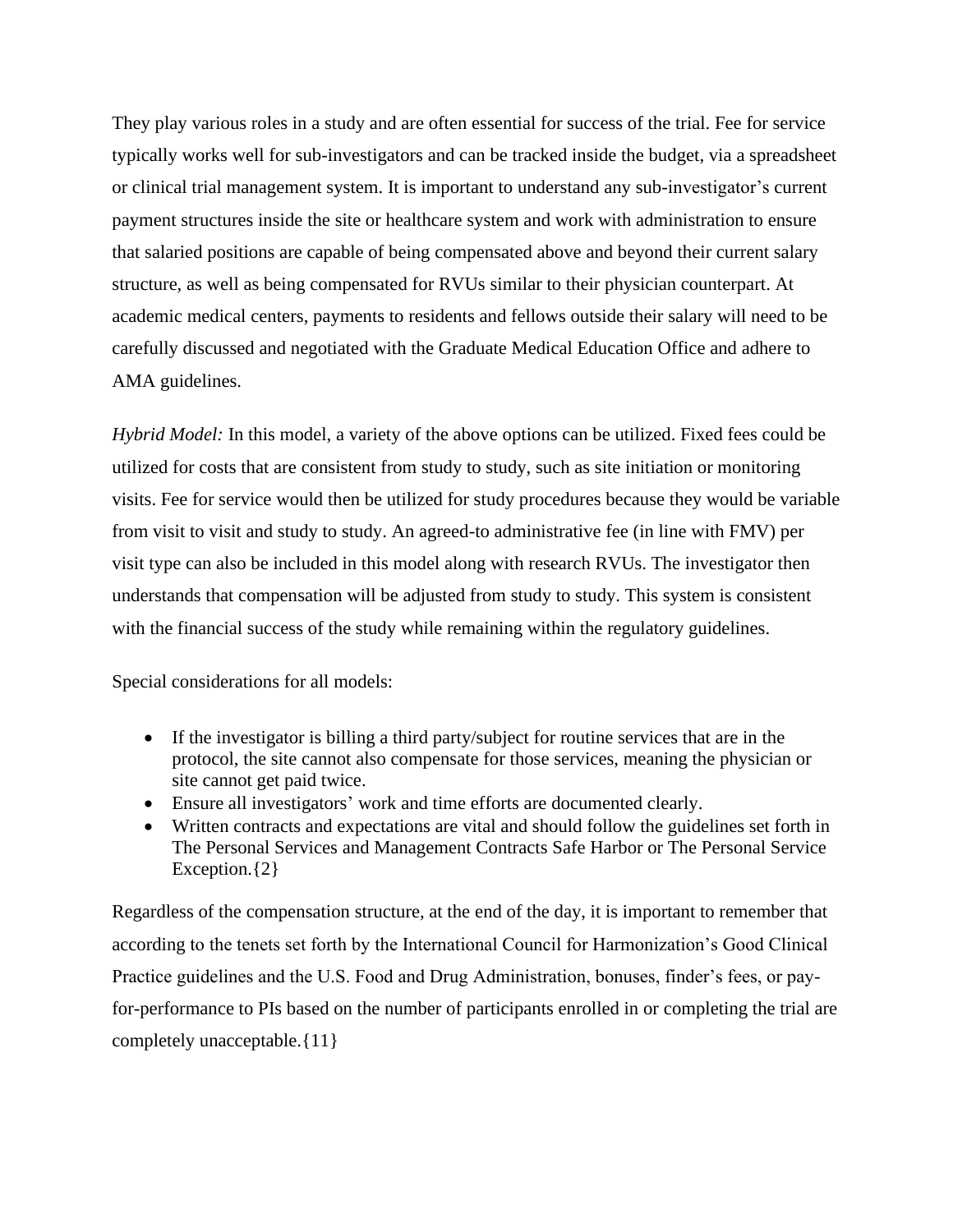They play various roles in a study and are often essential for success of the trial. Fee for service typically works well for sub-investigators and can be tracked inside the budget, via a spreadsheet or clinical trial management system. It is important to understand any sub-investigator's current payment structures inside the site or healthcare system and work with administration to ensure that salaried positions are capable of being compensated above and beyond their current salary structure, as well as being compensated for RVUs similar to their physician counterpart. At academic medical centers, payments to residents and fellows outside their salary will need to be carefully discussed and negotiated with the Graduate Medical Education Office and adhere to AMA guidelines.

*Hybrid Model:* In this model, a variety of the above options can be utilized. Fixed fees could be utilized for costs that are consistent from study to study, such as site initiation or monitoring visits. Fee for service would then be utilized for study procedures because they would be variable from visit to visit and study to study. An agreed-to administrative fee (in line with FMV) per visit type can also be included in this model along with research RVUs. The investigator then understands that compensation will be adjusted from study to study. This system is consistent with the financial success of the study while remaining within the regulatory guidelines.

Special considerations for all models:

- If the investigator is billing a third party/subject for routine services that are in the protocol, the site cannot also compensate for those services, meaning the physician or site cannot get paid twice.
- Ensure all investigators' work and time efforts are documented clearly.
- Written contracts and expectations are vital and should follow the guidelines set forth in The Personal Services and Management Contracts Safe Harbor or The Personal Service Exception.{2}

Regardless of the compensation structure, at the end of the day, it is important to remember that according to the tenets set forth by the International Council for Harmonization's Good Clinical Practice guidelines and the U.S. Food and Drug Administration, bonuses, finder's fees, or pay-for-performance to PIs based on the number of participants enrolled in or completing the trial are completely unacceptable.{11}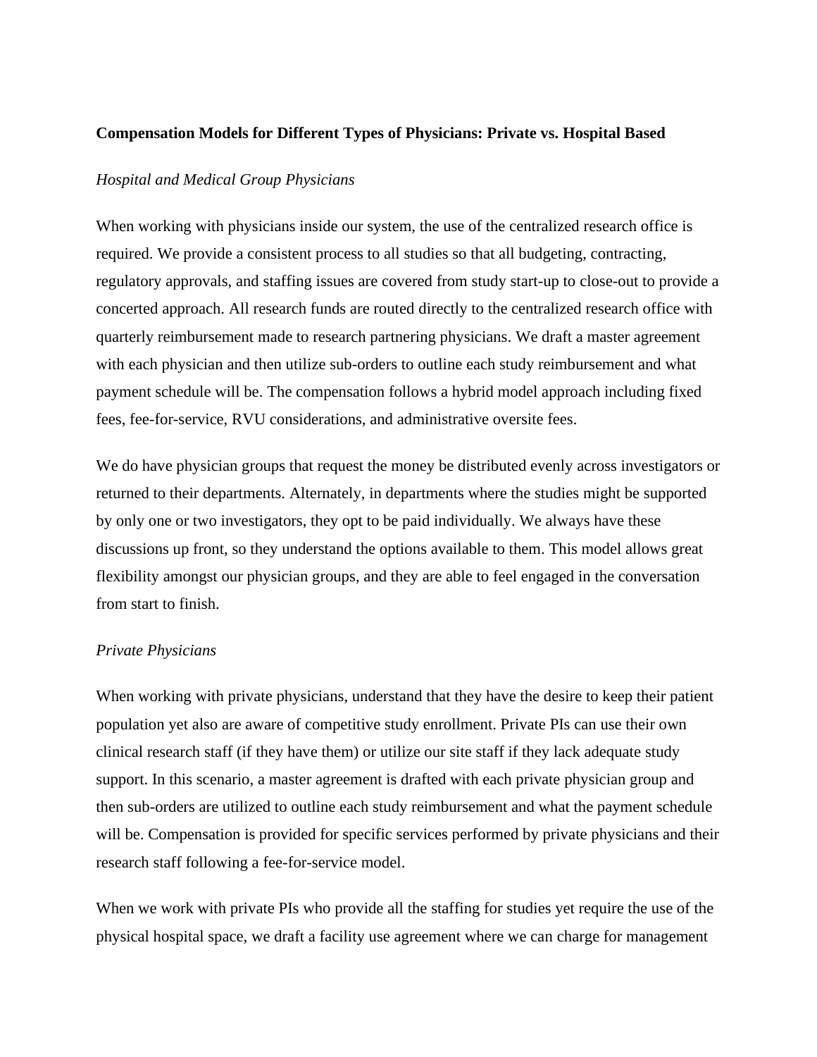**Compensation Models for Different Types of Physicians: Private vs. Hospital Based**

*Hospital and Medical Group Physicians*

When working with physicians inside our system, the use of the centralized research office is required. We provide a consistent process to all studies so that all budgeting, contracting, regulatory approvals, and staffing issues are covered from study start-up to close-out to provide a concerted approach. All research funds are routed directly to the centralized research office with quarterly reimbursement made to research partnering physicians. We draft a master agreement with each physician and then utilize sub-orders to outline each study reimbursement and what payment schedule will be. The compensation follows a hybrid model approach including fixed fees, fee-for-service, RVU considerations, and administrative oversite fees.

We do have physician groups that request the money be distributed evenly across investigators or returned to their departments. Alternately, in departments where the studies might be supported by only one or two investigators, they opt to be paid individually. We always have these discussions up front, so they understand the options available to them. This model allows great flexibility amongst our physician groups, and they are able to feel engaged in the conversation from start to finish.

*Private Physicians*

When working with private physicians, understand that they have the desire to keep their patient population yet also are aware of competitive study enrollment. Private PIs can use their own clinical research staff (if they have them) or utilize our site staff if they lack adequate study support. In this scenario, a master agreement is drafted with each private physician group and then sub-orders are utilized to outline each study reimbursement and what the payment schedule will be. Compensation is provided for specific services performed by private physicians and their research staff following a fee-for-service model.

When we work with private PIs who provide all the staffing for studies yet require the use of the physical hospital space, we draft a facility use agreement where we can charge for management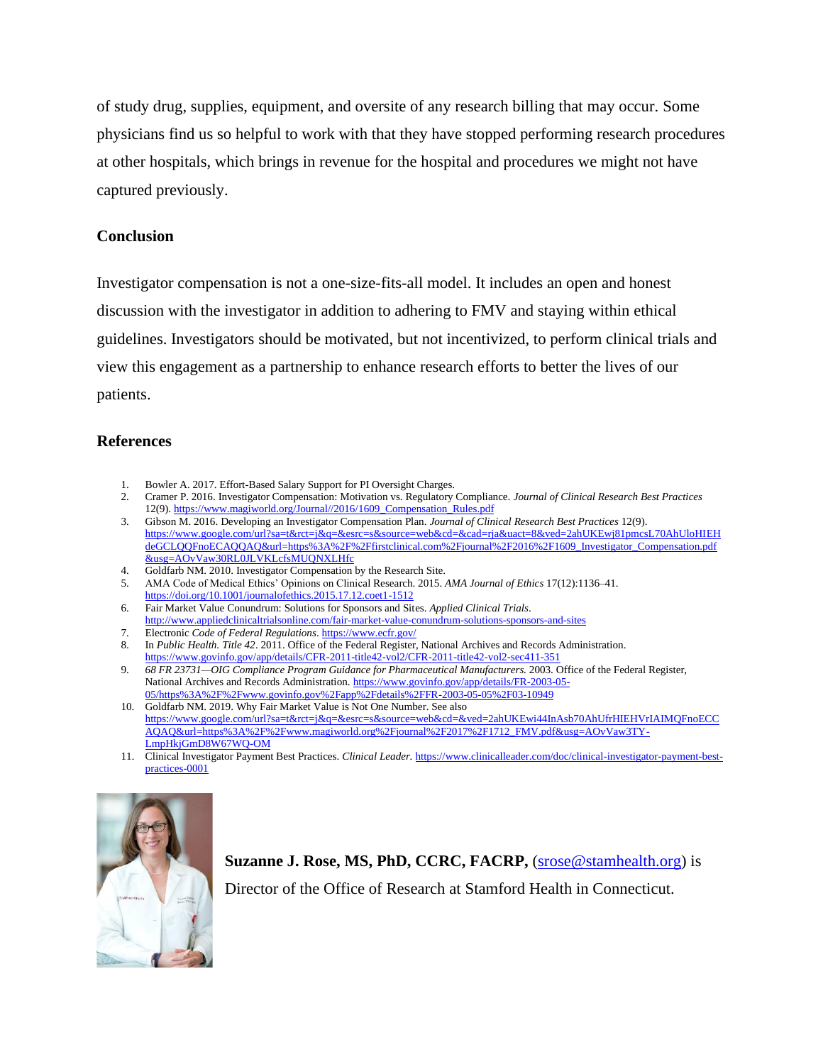of study drug, supplies, equipment, and oversite of any research billing that may occur. Some physicians find us so helpful to work with that they have stopped performing research procedures at other hospitals, which brings in revenue for the hospital and procedures we might not have captured previously.

## Conclusion

Investigator compensation is not a one-size-fits-all model. It includes an open and honest discussion with the investigator in addition to adhering to FMV and staying within ethical guidelines. Investigators should be motivated, but not incentivized, to perform clinical trials and view this engagement as a partnership to enhance research efforts to better the lives of our patients.

## References

1. Bowler A. 2017. Effort-Based Salary Support for PI Oversight Charges.
2. Cramer P. 2016. Investigator Compensation: Motivation vs. Regulatory Compliance. *Journal of Clinical Research Best Practices* 12(9). https://www.magiworld.org/Journal//2016/1609_Compensation_Rules.pdf
3. Gibson M. 2016. Developing an Investigator Compensation Plan. *Journal of Clinical Research Best Practices* 12(9). https://www.google.com/url?sa=t&rct=j&q=&esrc=s&source=web&cd=&cad=rja&uact=8&ved=2ahUKEwj81pmcsL70AhUloHIEHdeGCLQQFnoECAQQAQ&url=https%3A%2F%2Ffirstclinical.com%2Fjournal%2F2016%2F1609_Investigator_Compensation.pdf&usg=AOvVaw30RL0JLVKLcfsMUQNXLHfc
4. Goldfarb NM. 2010. Investigator Compensation by the Research Site.
5. AMA Code of Medical Ethics' Opinions on Clinical Research. 2015. *AMA Journal of Ethics* 17(12):1136–41. https://doi.org/10.1001/journalofethics.2015.17.12.coet1-1512
6. Fair Market Value Conundrum: Solutions for Sponsors and Sites. *Applied Clinical Trials*. http://www.appliedclinicaltrialsonline.com/fair-market-value-conundrum-solutions-sponsors-and-sites
7. Electronic *Code of Federal Regulations*. https://www.ecfr.gov/
8. In *Public Health. Title 42*. 2011. Office of the Federal Register, National Archives and Records Administration. https://www.govinfo.gov/app/details/CFR-2011-title42-vol2/CFR-2011-title42-vol2-sec411-351
9. *68 FR 23731—OIG Compliance Program Guidance for Pharmaceutical Manufacturers*. 2003. Office of the Federal Register, National Archives and Records Administration. https://www.govinfo.gov/app/details/FR-2003-05-05/https%3A%2F%2Fwww.govinfo.gov%2Fapp%2Fdetails%2FFR-2003-05-05%2F03-10949
10. Goldfarb NM. 2019. Why Fair Market Value is Not One Number. See also https://www.google.com/url?sa=t&rct=j&q=&esrc=s&source=web&cd=&ved=2ahUKEwi44InAsb70AhUfrHIEHVrIAIMQFnoECCAQAQ&url=https%3A%2F%2Fwww.magiworld.org%2Fjournal%2F2017%2F1712_FMV.pdf&usg=AOvVaw3TY-LmpHkjGmD8W67WQ-OM
11. Clinical Investigator Payment Best Practices. *Clinical Leader*. https://www.clinicalleader.com/doc/clinical-investigator-payment-best-practices-0001

**Suzanne J. Rose, MS, PhD, CCRC, FACRP,** (srose@stamhealth.org) is Director of the Office of Research at Stamford Health in Connecticut.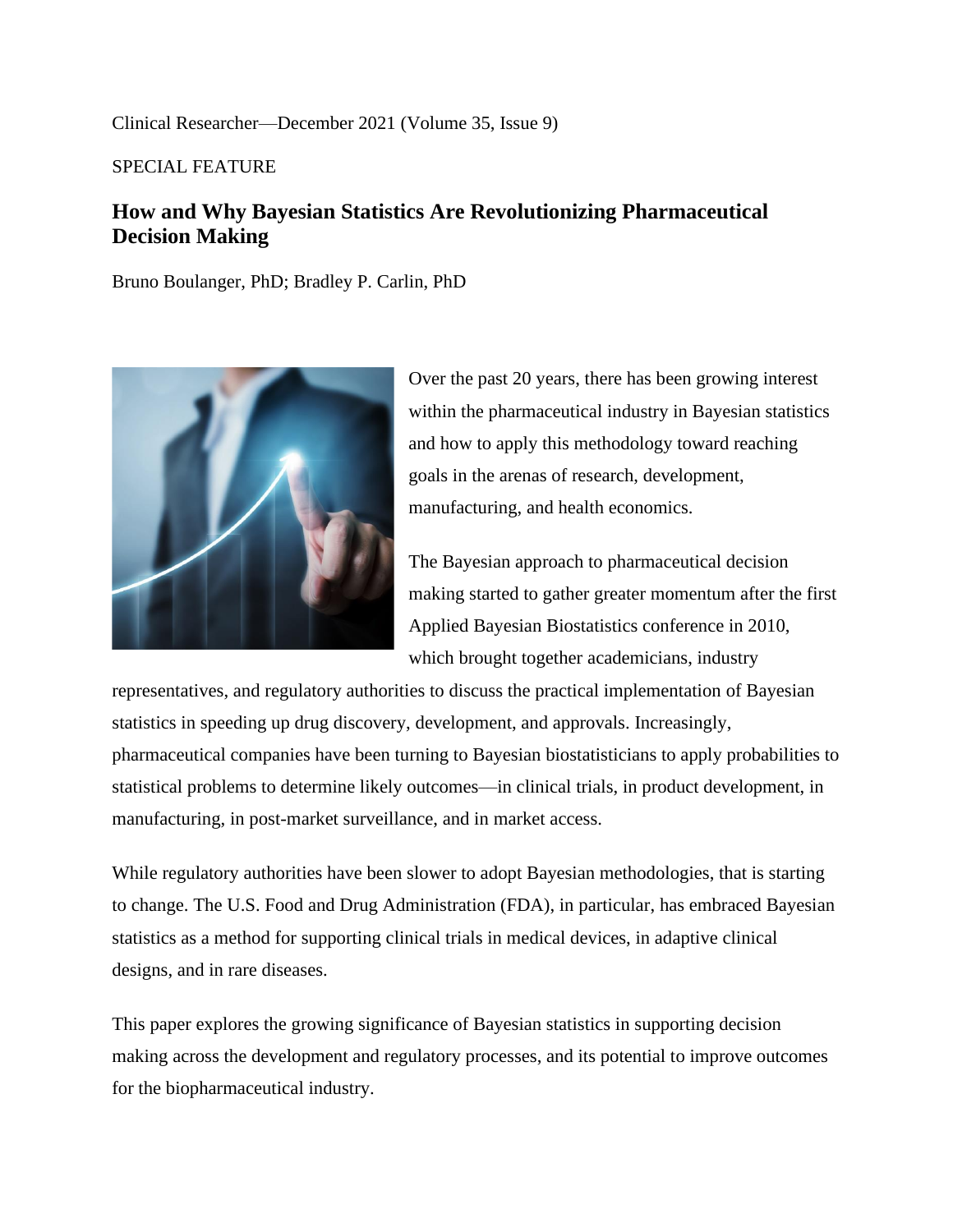Clinical Researcher—December 2021 (Volume 35, Issue 9)

SPECIAL FEATURE

## How and Why Bayesian Statistics Are Revolutionizing Pharmaceutical Decision Making

Bruno Boulanger, PhD; Bradley P. Carlin, PhD

Over the past 20 years, there has been growing interest within the pharmaceutical industry in Bayesian statistics and how to apply this methodology toward reaching goals in the arenas of research, development, manufacturing, and health economics.

The Bayesian approach to pharmaceutical decision making started to gather greater momentum after the first Applied Bayesian Biostatistics conference in 2010, which brought together academicians, industry representatives, and regulatory authorities to discuss the practical implementation of Bayesian statistics in speeding up drug discovery, development, and approvals. Increasingly, pharmaceutical companies have been turning to Bayesian biostatisticians to apply probabilities to statistical problems to determine likely outcomes—in clinical trials, in product development, in manufacturing, in post-market surveillance, and in market access.

While regulatory authorities have been slower to adopt Bayesian methodologies, that is starting to change. The U.S. Food and Drug Administration (FDA), in particular, has embraced Bayesian statistics as a method for supporting clinical trials in medical devices, in adaptive clinical designs, and in rare diseases.

This paper explores the growing significance of Bayesian statistics in supporting decision making across the development and regulatory processes, and its potential to improve outcomes for the biopharmaceutical industry.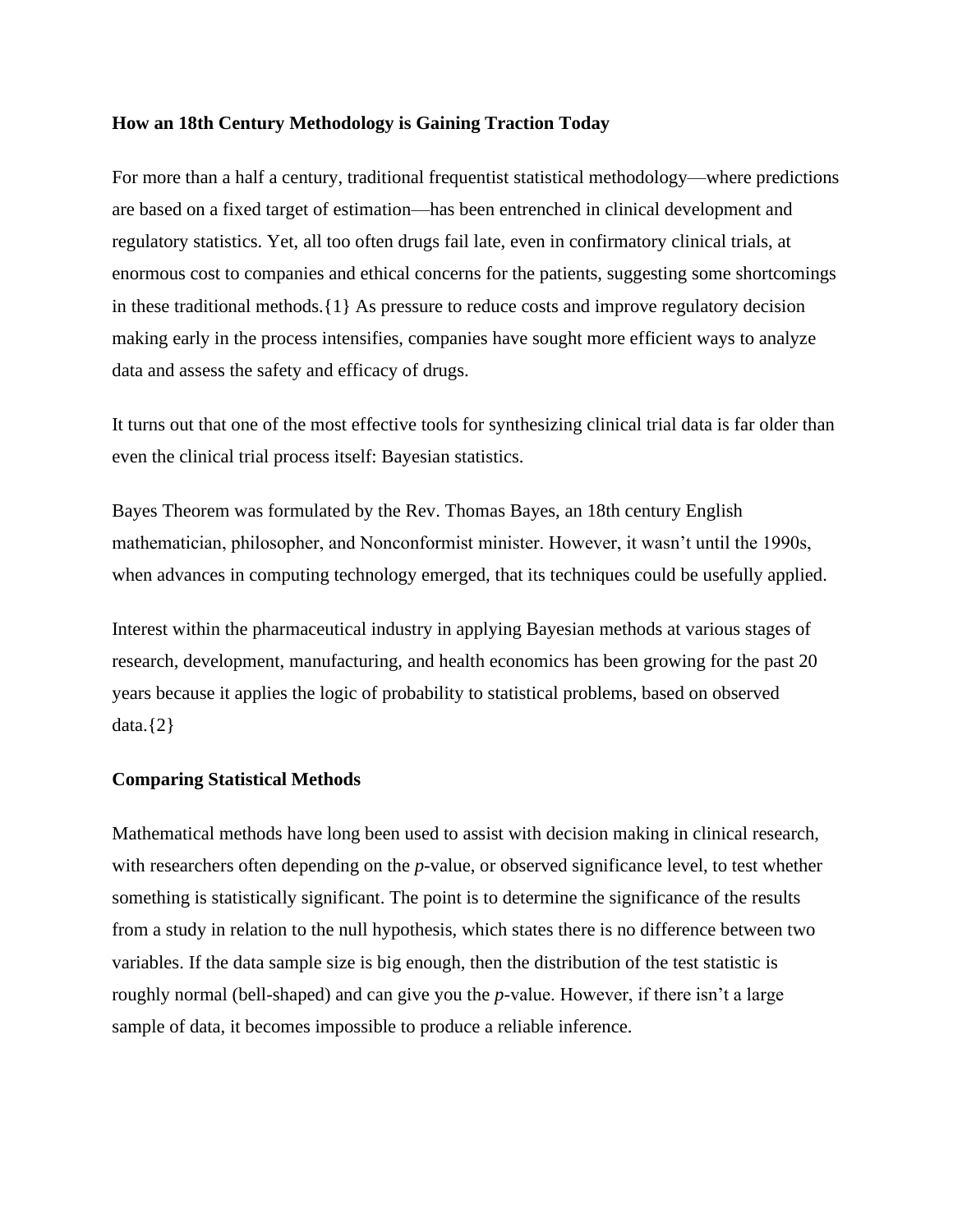**How an 18th Century Methodology is Gaining Traction Today**

For more than a half a century, traditional frequentist statistical methodology—where predictions are based on a fixed target of estimation—has been entrenched in clinical development and regulatory statistics. Yet, all too often drugs fail late, even in confirmatory clinical trials, at enormous cost to companies and ethical concerns for the patients, suggesting some shortcomings in these traditional methods.{1} As pressure to reduce costs and improve regulatory decision making early in the process intensifies, companies have sought more efficient ways to analyze data and assess the safety and efficacy of drugs.

It turns out that one of the most effective tools for synthesizing clinical trial data is far older than even the clinical trial process itself: Bayesian statistics.

Bayes Theorem was formulated by the Rev. Thomas Bayes, an 18th century English mathematician, philosopher, and Nonconformist minister. However, it wasn't until the 1990s, when advances in computing technology emerged, that its techniques could be usefully applied.

Interest within the pharmaceutical industry in applying Bayesian methods at various stages of research, development, manufacturing, and health economics has been growing for the past 20 years because it applies the logic of probability to statistical problems, based on observed data.{2}

**Comparing Statistical Methods**

Mathematical methods have long been used to assist with decision making in clinical research, with researchers often depending on the *p*-value, or observed significance level, to test whether something is statistically significant. The point is to determine the significance of the results from a study in relation to the null hypothesis, which states there is no difference between two variables. If the data sample size is big enough, then the distribution of the test statistic is roughly normal (bell-shaped) and can give you the *p*-value. However, if there isn't a large sample of data, it becomes impossible to produce a reliable inference.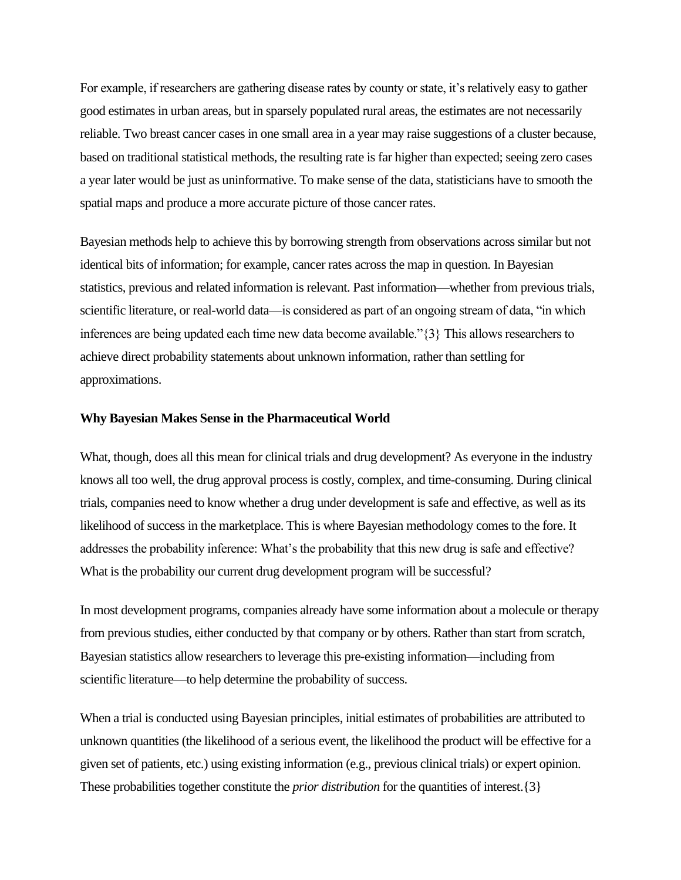For example, if researchers are gathering disease rates by county or state, it's relatively easy to gather good estimates in urban areas, but in sparsely populated rural areas, the estimates are not necessarily reliable. Two breast cancer cases in one small area in a year may raise suggestions of a cluster because, based on traditional statistical methods, the resulting rate is far higher than expected; seeing zero cases a year later would be just as uninformative. To make sense of the data, statisticians have to smooth the spatial maps and produce a more accurate picture of those cancer rates.

Bayesian methods help to achieve this by borrowing strength from observations across similar but not identical bits of information; for example, cancer rates across the map in question. In Bayesian statistics, previous and related information is relevant. Past information—whether from previous trials, scientific literature, or real-world data—is considered as part of an ongoing stream of data, "in which inferences are being updated each time new data become available."{3} This allows researchers to achieve direct probability statements about unknown information, rather than settling for approximations.

**Why Bayesian Makes Sense in the Pharmaceutical World**

What, though, does all this mean for clinical trials and drug development? As everyone in the industry knows all too well, the drug approval process is costly, complex, and time-consuming. During clinical trials, companies need to know whether a drug under development is safe and effective, as well as its likelihood of success in the marketplace. This is where Bayesian methodology comes to the fore. It addresses the probability inference: What's the probability that this new drug is safe and effective? What is the probability our current drug development program will be successful?

In most development programs, companies already have some information about a molecule or therapy from previous studies, either conducted by that company or by others. Rather than start from scratch, Bayesian statistics allow researchers to leverage this pre-existing information—including from scientific literature—to help determine the probability of success.

When a trial is conducted using Bayesian principles, initial estimates of probabilities are attributed to unknown quantities (the likelihood of a serious event, the likelihood the product will be effective for a given set of patients, etc.) using existing information (e.g., previous clinical trials) or expert opinion. These probabilities together constitute the *prior distribution* for the quantities of interest.{3}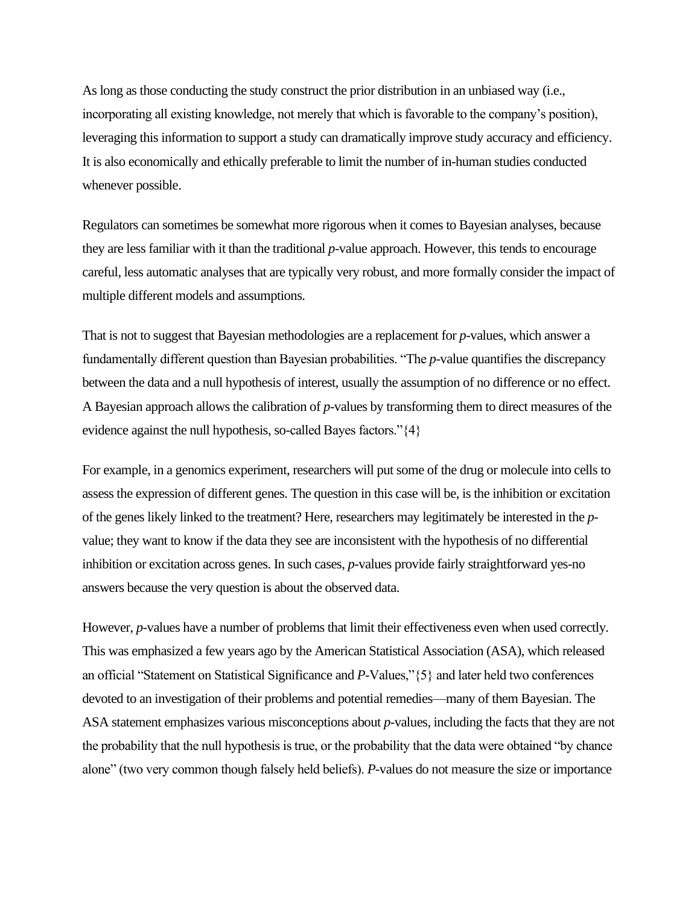As long as those conducting the study construct the prior distribution in an unbiased way (i.e., incorporating all existing knowledge, not merely that which is favorable to the company's position), leveraging this information to support a study can dramatically improve study accuracy and efficiency. It is also economically and ethically preferable to limit the number of in-human studies conducted whenever possible.

Regulators can sometimes be somewhat more rigorous when it comes to Bayesian analyses, because they are less familiar with it than the traditional *p*-value approach. However, this tends to encourage careful, less automatic analyses that are typically very robust, and more formally consider the impact of multiple different models and assumptions.

That is not to suggest that Bayesian methodologies are a replacement for *p*-values, which answer a fundamentally different question than Bayesian probabilities. "The *p*-value quantifies the discrepancy between the data and a null hypothesis of interest, usually the assumption of no difference or no effect. A Bayesian approach allows the calibration of *p*-values by transforming them to direct measures of the evidence against the null hypothesis, so-called Bayes factors."{4}

For example, in a genomics experiment, researchers will put some of the drug or molecule into cells to assess the expression of different genes. The question in this case will be, is the inhibition or excitation of the genes likely linked to the treatment? Here, researchers may legitimately be interested in the *p*-value; they want to know if the data they see are inconsistent with the hypothesis of no differential inhibition or excitation across genes. In such cases, *p*-values provide fairly straightforward yes-no answers because the very question is about the observed data.

However, *p*-values have a number of problems that limit their effectiveness even when used correctly. This was emphasized a few years ago by the American Statistical Association (ASA), which released an official "Statement on Statistical Significance and *P*-Values,"{5} and later held two conferences devoted to an investigation of their problems and potential remedies—many of them Bayesian. The ASA statement emphasizes various misconceptions about *p*-values, including the facts that they are not the probability that the null hypothesis is true, or the probability that the data were obtained "by chance alone" (two very common though falsely held beliefs). *P*-values do not measure the size or importance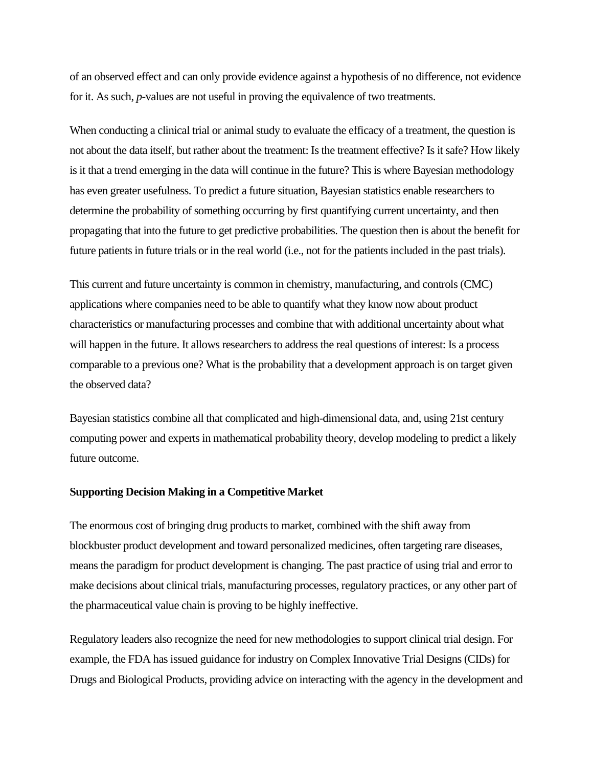of an observed effect and can only provide evidence against a hypothesis of no difference, not evidence for it. As such, *p*-values are not useful in proving the equivalence of two treatments.

When conducting a clinical trial or animal study to evaluate the efficacy of a treatment, the question is not about the data itself, but rather about the treatment: Is the treatment effective? Is it safe? How likely is it that a trend emerging in the data will continue in the future? This is where Bayesian methodology has even greater usefulness. To predict a future situation, Bayesian statistics enable researchers to determine the probability of something occurring by first quantifying current uncertainty, and then propagating that into the future to get predictive probabilities. The question then is about the benefit for future patients in future trials or in the real world (i.e., not for the patients included in the past trials).

This current and future uncertainty is common in chemistry, manufacturing, and controls (CMC) applications where companies need to be able to quantify what they know now about product characteristics or manufacturing processes and combine that with additional uncertainty about what will happen in the future. It allows researchers to address the real questions of interest: Is a process comparable to a previous one? What is the probability that a development approach is on target given the observed data?

Bayesian statistics combine all that complicated and high-dimensional data, and, using 21st century computing power and experts in mathematical probability theory, develop modeling to predict a likely future outcome.

**Supporting Decision Making in a Competitive Market**

The enormous cost of bringing drug products to market, combined with the shift away from blockbuster product development and toward personalized medicines, often targeting rare diseases, means the paradigm for product development is changing. The past practice of using trial and error to make decisions about clinical trials, manufacturing processes, regulatory practices, or any other part of the pharmaceutical value chain is proving to be highly ineffective.

Regulatory leaders also recognize the need for new methodologies to support clinical trial design. For example, the FDA has issued guidance for industry on Complex Innovative Trial Designs (CIDs) for Drugs and Biological Products, providing advice on interacting with the agency in the development and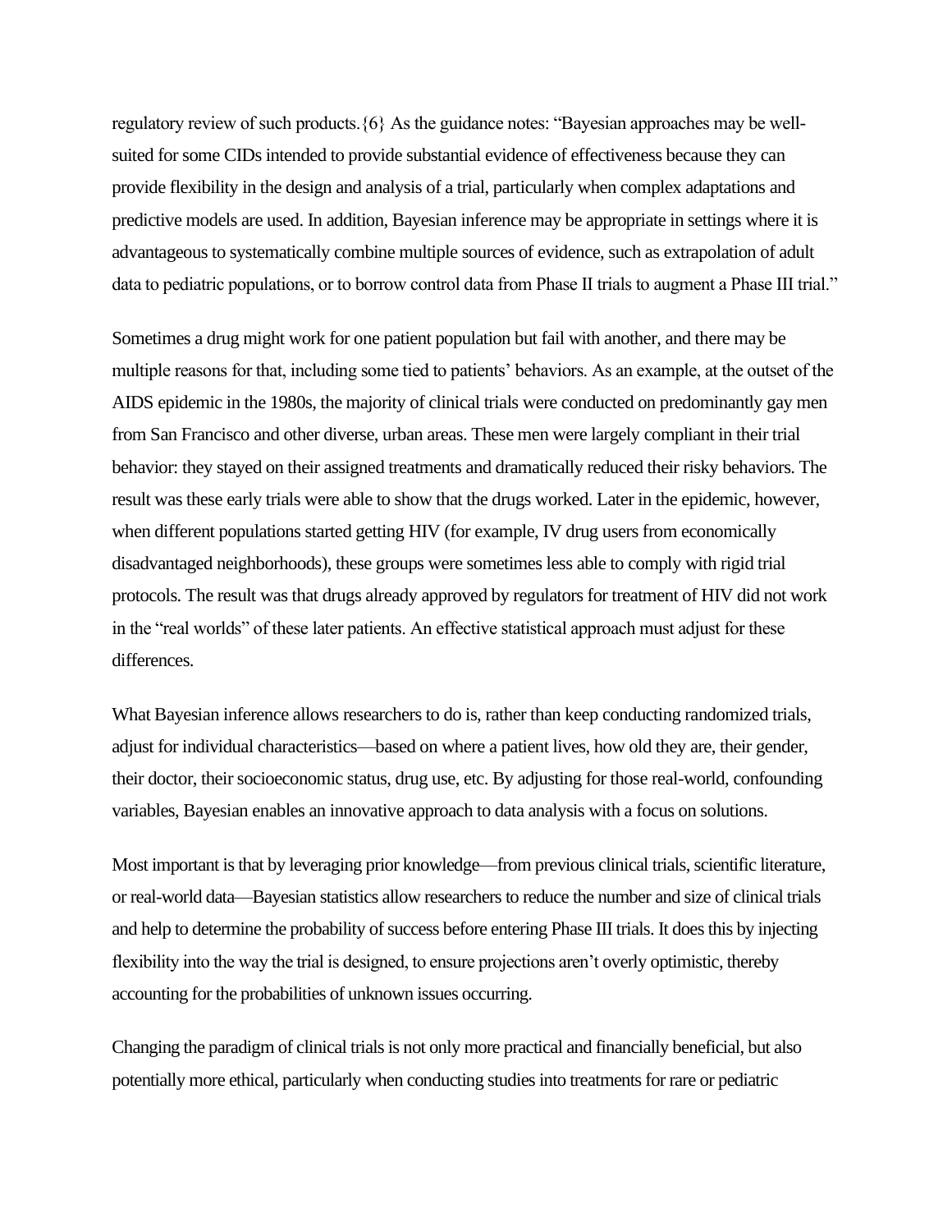regulatory review of such products.{6} As the guidance notes: "Bayesian approaches may be well-suited for some CIDs intended to provide substantial evidence of effectiveness because they can provide flexibility in the design and analysis of a trial, particularly when complex adaptations and predictive models are used. In addition, Bayesian inference may be appropriate in settings where it is advantageous to systematically combine multiple sources of evidence, such as extrapolation of adult data to pediatric populations, or to borrow control data from Phase II trials to augment a Phase III trial."

Sometimes a drug might work for one patient population but fail with another, and there may be multiple reasons for that, including some tied to patients' behaviors. As an example, at the outset of the AIDS epidemic in the 1980s, the majority of clinical trials were conducted on predominantly gay men from San Francisco and other diverse, urban areas. These men were largely compliant in their trial behavior: they stayed on their assigned treatments and dramatically reduced their risky behaviors. The result was these early trials were able to show that the drugs worked. Later in the epidemic, however, when different populations started getting HIV (for example, IV drug users from economically disadvantaged neighborhoods), these groups were sometimes less able to comply with rigid trial protocols. The result was that drugs already approved by regulators for treatment of HIV did not work in the "real worlds" of these later patients. An effective statistical approach must adjust for these differences.

What Bayesian inference allows researchers to do is, rather than keep conducting randomized trials, adjust for individual characteristics—based on where a patient lives, how old they are, their gender, their doctor, their socioeconomic status, drug use, etc. By adjusting for those real-world, confounding variables, Bayesian enables an innovative approach to data analysis with a focus on solutions.

Most important is that by leveraging prior knowledge—from previous clinical trials, scientific literature, or real-world data—Bayesian statistics allow researchers to reduce the number and size of clinical trials and help to determine the probability of success before entering Phase III trials. It does this by injecting flexibility into the way the trial is designed, to ensure projections aren't overly optimistic, thereby accounting for the probabilities of unknown issues occurring.

Changing the paradigm of clinical trials is not only more practical and financially beneficial, but also potentially more ethical, particularly when conducting studies into treatments for rare or pediatric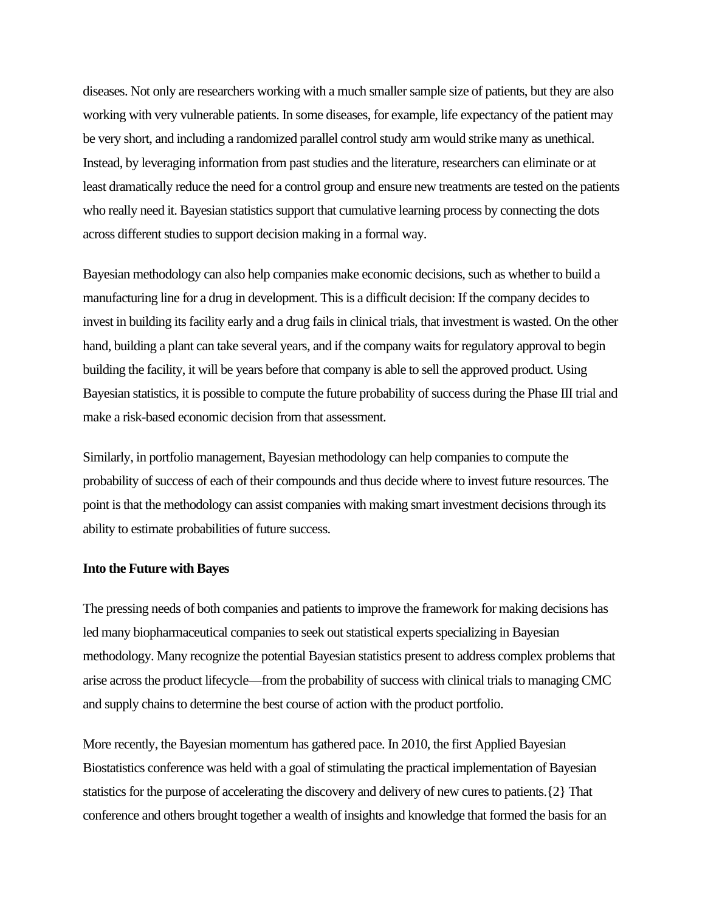diseases. Not only are researchers working with a much smaller sample size of patients, but they are also working with very vulnerable patients. In some diseases, for example, life expectancy of the patient may be very short, and including a randomized parallel control study arm would strike many as unethical. Instead, by leveraging information from past studies and the literature, researchers can eliminate or at least dramatically reduce the need for a control group and ensure new treatments are tested on the patients who really need it. Bayesian statistics support that cumulative learning process by connecting the dots across different studies to support decision making in a formal way.

Bayesian methodology can also help companies make economic decisions, such as whether to build a manufacturing line for a drug in development. This is a difficult decision: If the company decides to invest in building its facility early and a drug fails in clinical trials, that investment is wasted. On the other hand, building a plant can take several years, and if the company waits for regulatory approval to begin building the facility, it will be years before that company is able to sell the approved product. Using Bayesian statistics, it is possible to compute the future probability of success during the Phase III trial and make a risk-based economic decision from that assessment.

Similarly, in portfolio management, Bayesian methodology can help companies to compute the probability of success of each of their compounds and thus decide where to invest future resources. The point is that the methodology can assist companies with making smart investment decisions through its ability to estimate probabilities of future success.

**Into the Future with Bayes**

The pressing needs of both companies and patients to improve the framework for making decisions has led many biopharmaceutical companies to seek out statistical experts specializing in Bayesian methodology. Many recognize the potential Bayesian statistics present to address complex problems that arise across the product lifecycle—from the probability of success with clinical trials to managing CMC and supply chains to determine the best course of action with the product portfolio.

More recently, the Bayesian momentum has gathered pace. In 2010, the first Applied Bayesian Biostatistics conference was held with a goal of stimulating the practical implementation of Bayesian statistics for the purpose of accelerating the discovery and delivery of new cures to patients.{2} That conference and others brought together a wealth of insights and knowledge that formed the basis for an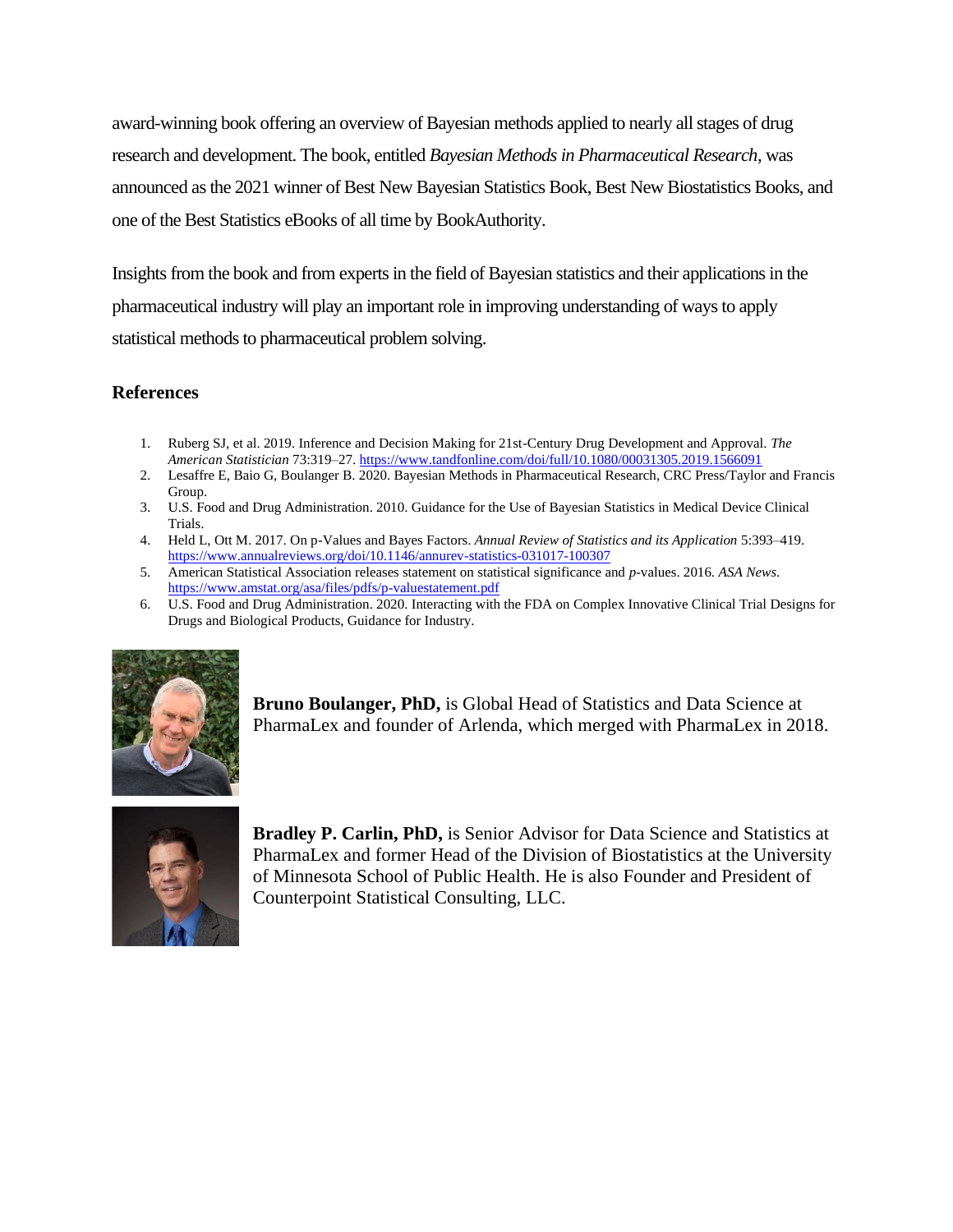award-winning book offering an overview of Bayesian methods applied to nearly all stages of drug research and development. The book, entitled *Bayesian Methods in Pharmaceutical Research*, was announced as the 2021 winner of Best New Bayesian Statistics Book, Best New Biostatistics Books, and one of the Best Statistics eBooks of all time by BookAuthority.

Insights from the book and from experts in the field of Bayesian statistics and their applications in the pharmaceutical industry will play an important role in improving understanding of ways to apply statistical methods to pharmaceutical problem solving.

### References

1. Ruberg SJ, et al. 2019. Inference and Decision Making for 21st-Century Drug Development and Approval. *The American Statistician* 73:319–27. https://www.tandfonline.com/doi/full/10.1080/00031305.2019.1566091
2. Lesaffre E, Baio G, Boulanger B. 2020. Bayesian Methods in Pharmaceutical Research, CRC Press/Taylor and Francis Group.
3. U.S. Food and Drug Administration. 2010. Guidance for the Use of Bayesian Statistics in Medical Device Clinical Trials.
4. Held L, Ott M. 2017. On p-Values and Bayes Factors. *Annual Review of Statistics and its Application* 5:393–419. https://www.annualreviews.org/doi/10.1146/annurev-statistics-031017-100307
5. American Statistical Association releases statement on statistical significance and *p*-values. 2016. *ASA News*. https://www.amstat.org/asa/files/pdfs/p-valuestatement.pdf
6. U.S. Food and Drug Administration. 2020. Interacting with the FDA on Complex Innovative Clinical Trial Designs for Drugs and Biological Products, Guidance for Industry.

**Bruno Boulanger, PhD,** is Global Head of Statistics and Data Science at PharmaLex and founder of Arlenda, which merged with PharmaLex in 2018.

**Bradley P. Carlin, PhD,** is Senior Advisor for Data Science and Statistics at PharmaLex and former Head of the Division of Biostatistics at the University of Minnesota School of Public Health. He is also Founder and President of Counterpoint Statistical Consulting, LLC.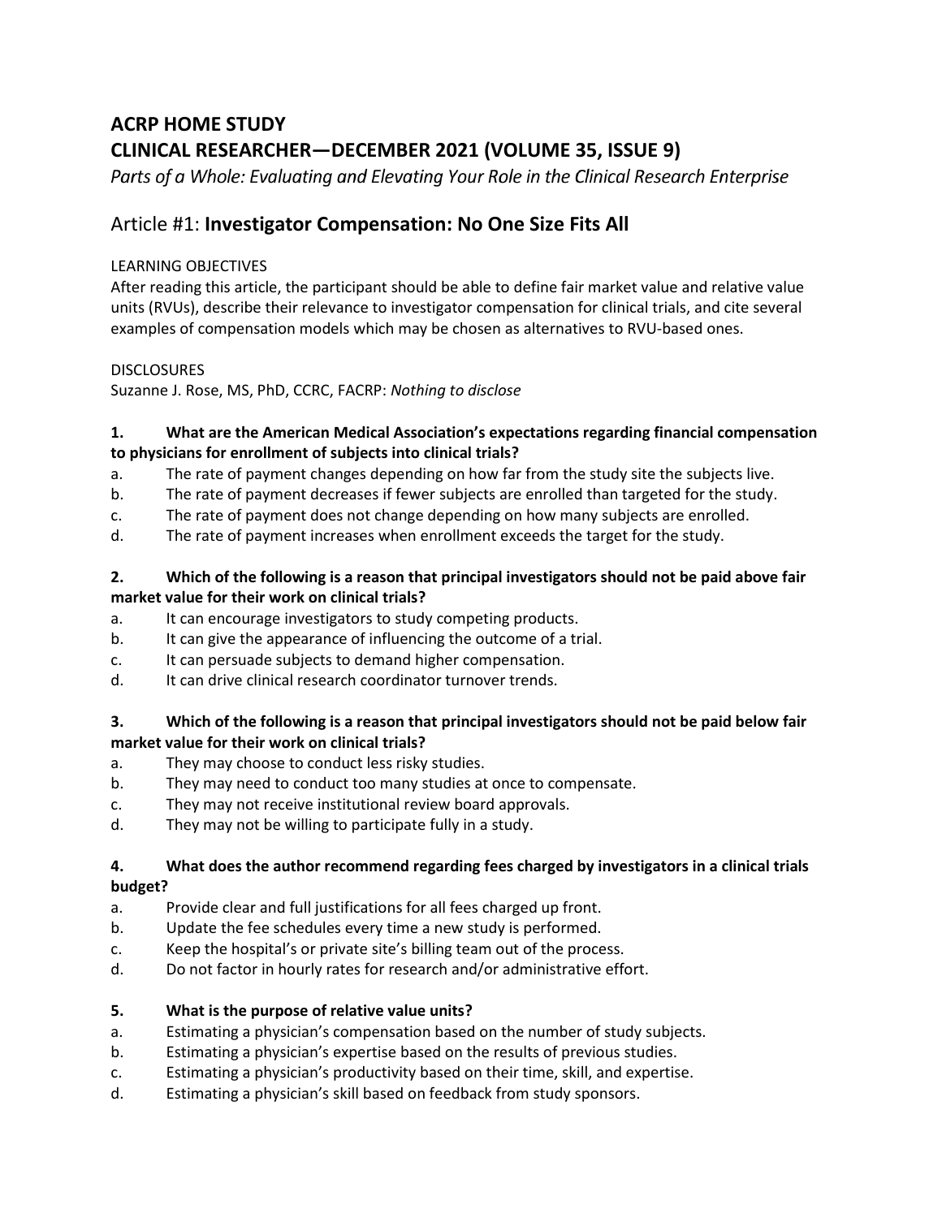## ACRP HOME STUDY
## CLINICAL RESEARCHER—DECEMBER 2021 (VOLUME 35, ISSUE 9)

*Parts of a Whole: Evaluating and Elevating Your Role in the Clinical Research Enterprise*

## Article #1: **Investigator Compensation: No One Size Fits All**

LEARNING OBJECTIVES

After reading this article, the participant should be able to define fair market value and relative value units (RVUs), describe their relevance to investigator compensation for clinical trials, and cite several examples of compensation models which may be chosen as alternatives to RVU-based ones.

DISCLOSURES

Suzanne J. Rose, MS, PhD, CCRC, FACRP: *Nothing to disclose*

**1. What are the American Medical Association's expectations regarding financial compensation to physicians for enrollment of subjects into clinical trials?**

a. The rate of payment changes depending on how far from the study site the subjects live.
b. The rate of payment decreases if fewer subjects are enrolled than targeted for the study.
c. The rate of payment does not change depending on how many subjects are enrolled.
d. The rate of payment increases when enrollment exceeds the target for the study.

**2. Which of the following is a reason that principal investigators should not be paid above fair market value for their work on clinical trials?**

a. It can encourage investigators to study competing products.
b. It can give the appearance of influencing the outcome of a trial.
c. It can persuade subjects to demand higher compensation.
d. It can drive clinical research coordinator turnover trends.

**3. Which of the following is a reason that principal investigators should not be paid below fair market value for their work on clinical trials?**

a. They may choose to conduct less risky studies.
b. They may need to conduct too many studies at once to compensate.
c. They may not receive institutional review board approvals.
d. They may not be willing to participate fully in a study.

**4. What does the author recommend regarding fees charged by investigators in a clinical trials budget?**

a. Provide clear and full justifications for all fees charged up front.
b. Update the fee schedules every time a new study is performed.
c. Keep the hospital's or private site's billing team out of the process.
d. Do not factor in hourly rates for research and/or administrative effort.

**5. What is the purpose of relative value units?**

a. Estimating a physician's compensation based on the number of study subjects.
b. Estimating a physician's expertise based on the results of previous studies.
c. Estimating a physician's productivity based on their time, skill, and expertise.
d. Estimating a physician's skill based on feedback from study sponsors.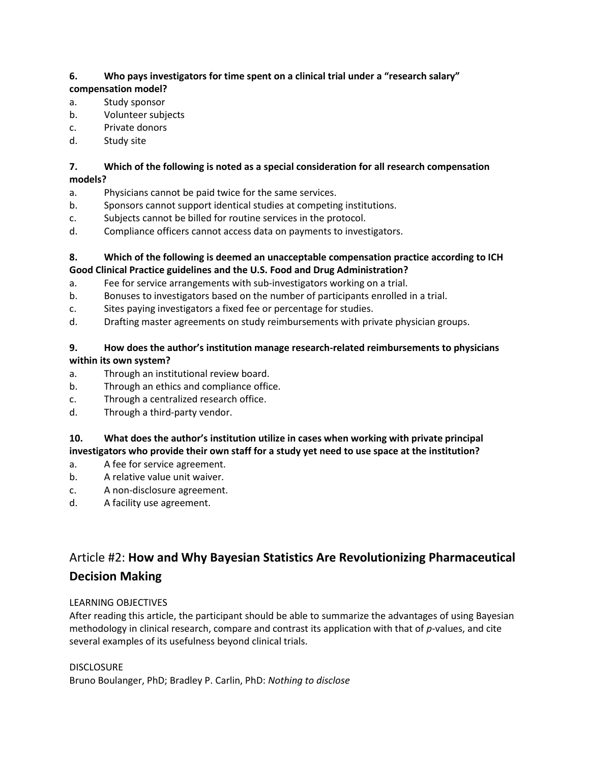**6. Who pays investigators for time spent on a clinical trial under a "research salary" compensation model?**

a. Study sponsor
b. Volunteer subjects
c. Private donors
d. Study site

**7. Which of the following is noted as a special consideration for all research compensation models?**

a. Physicians cannot be paid twice for the same services.
b. Sponsors cannot support identical studies at competing institutions.
c. Subjects cannot be billed for routine services in the protocol.
d. Compliance officers cannot access data on payments to investigators.

**8. Which of the following is deemed an unacceptable compensation practice according to ICH Good Clinical Practice guidelines and the U.S. Food and Drug Administration?**

a. Fee for service arrangements with sub-investigators working on a trial.
b. Bonuses to investigators based on the number of participants enrolled in a trial.
c. Sites paying investigators a fixed fee or percentage for studies.
d. Drafting master agreements on study reimbursements with private physician groups.

**9. How does the author's institution manage research-related reimbursements to physicians within its own system?**

a. Through an institutional review board.
b. Through an ethics and compliance office.
c. Through a centralized research office.
d. Through a third-party vendor.

**10. What does the author's institution utilize in cases when working with private principal investigators who provide their own staff for a study yet need to use space at the institution?**

a. A fee for service agreement.
b. A relative value unit waiver.
c. A non-disclosure agreement.
d. A facility use agreement.

## Article #2: **How and Why Bayesian Statistics Are Revolutionizing Pharmaceutical Decision Making**

LEARNING OBJECTIVES

After reading this article, the participant should be able to summarize the advantages of using Bayesian methodology in clinical research, compare and contrast its application with that of *p*-values, and cite several examples of its usefulness beyond clinical trials.

DISCLOSURE

Bruno Boulanger, PhD; Bradley P. Carlin, PhD: *Nothing to disclose*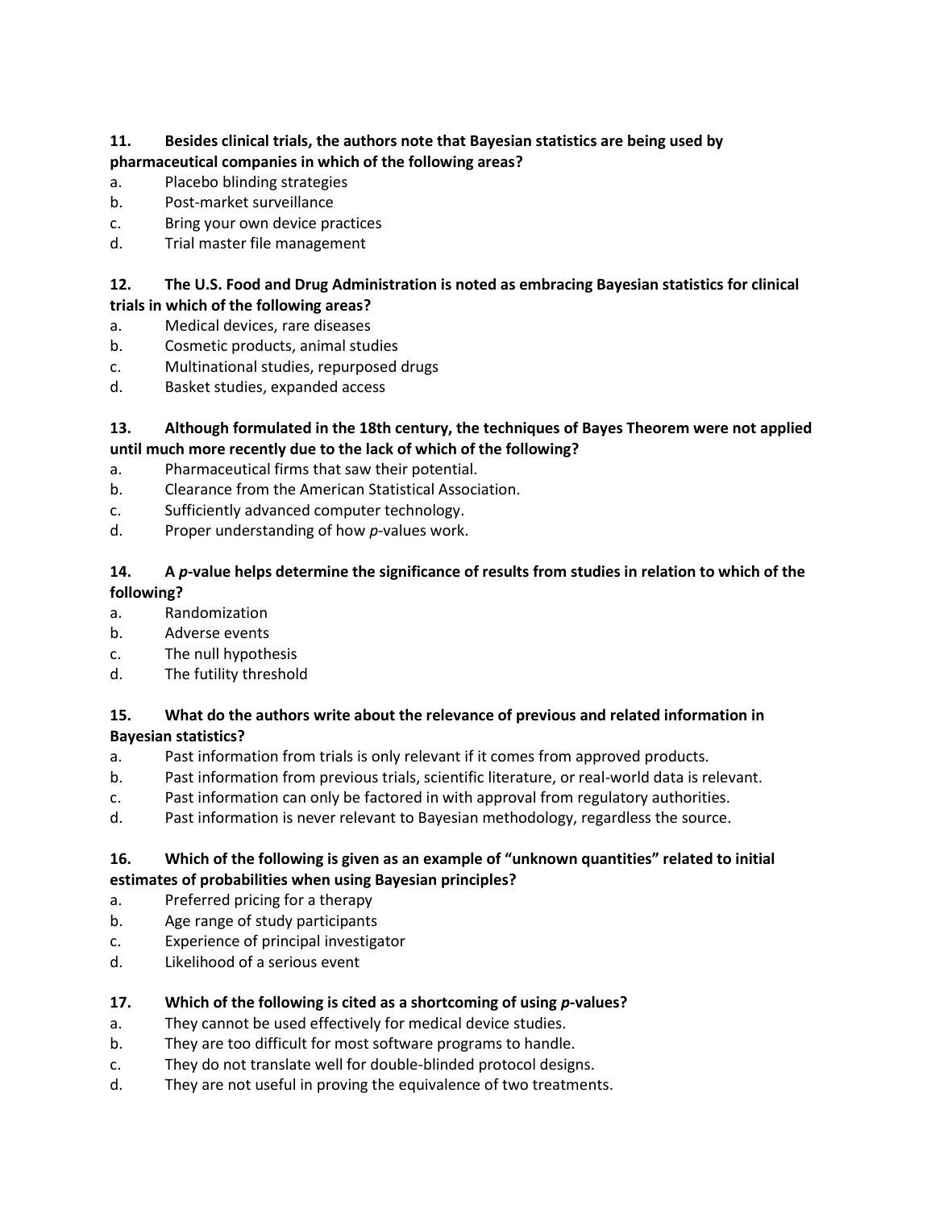**11. Besides clinical trials, the authors note that Bayesian statistics are being used by pharmaceutical companies in which of the following areas?**

a. Placebo blinding strategies
b. Post-market surveillance
c. Bring your own device practices
d. Trial master file management

**12. The U.S. Food and Drug Administration is noted as embracing Bayesian statistics for clinical trials in which of the following areas?**

a. Medical devices, rare diseases
b. Cosmetic products, animal studies
c. Multinational studies, repurposed drugs
d. Basket studies, expanded access

**13. Although formulated in the 18th century, the techniques of Bayes Theorem were not applied until much more recently due to the lack of which of the following?**

a. Pharmaceutical firms that saw their potential.
b. Clearance from the American Statistical Association.
c. Sufficiently advanced computer technology.
d. Proper understanding of how *p*-values work.

**14. A *p*-value helps determine the significance of results from studies in relation to which of the following?**

a. Randomization
b. Adverse events
c. The null hypothesis
d. The futility threshold

**15. What do the authors write about the relevance of previous and related information in Bayesian statistics?**

a. Past information from trials is only relevant if it comes from approved products.
b. Past information from previous trials, scientific literature, or real-world data is relevant.
c. Past information can only be factored in with approval from regulatory authorities.
d. Past information is never relevant to Bayesian methodology, regardless the source.

**16. Which of the following is given as an example of "unknown quantities" related to initial estimates of probabilities when using Bayesian principles?**

a. Preferred pricing for a therapy
b. Age range of study participants
c. Experience of principal investigator
d. Likelihood of a serious event

**17. Which of the following is cited as a shortcoming of using *p*-values?**

a. They cannot be used effectively for medical device studies.
b. They are too difficult for most software programs to handle.
c. They do not translate well for double-blinded protocol designs.
d. They are not useful in proving the equivalence of two treatments.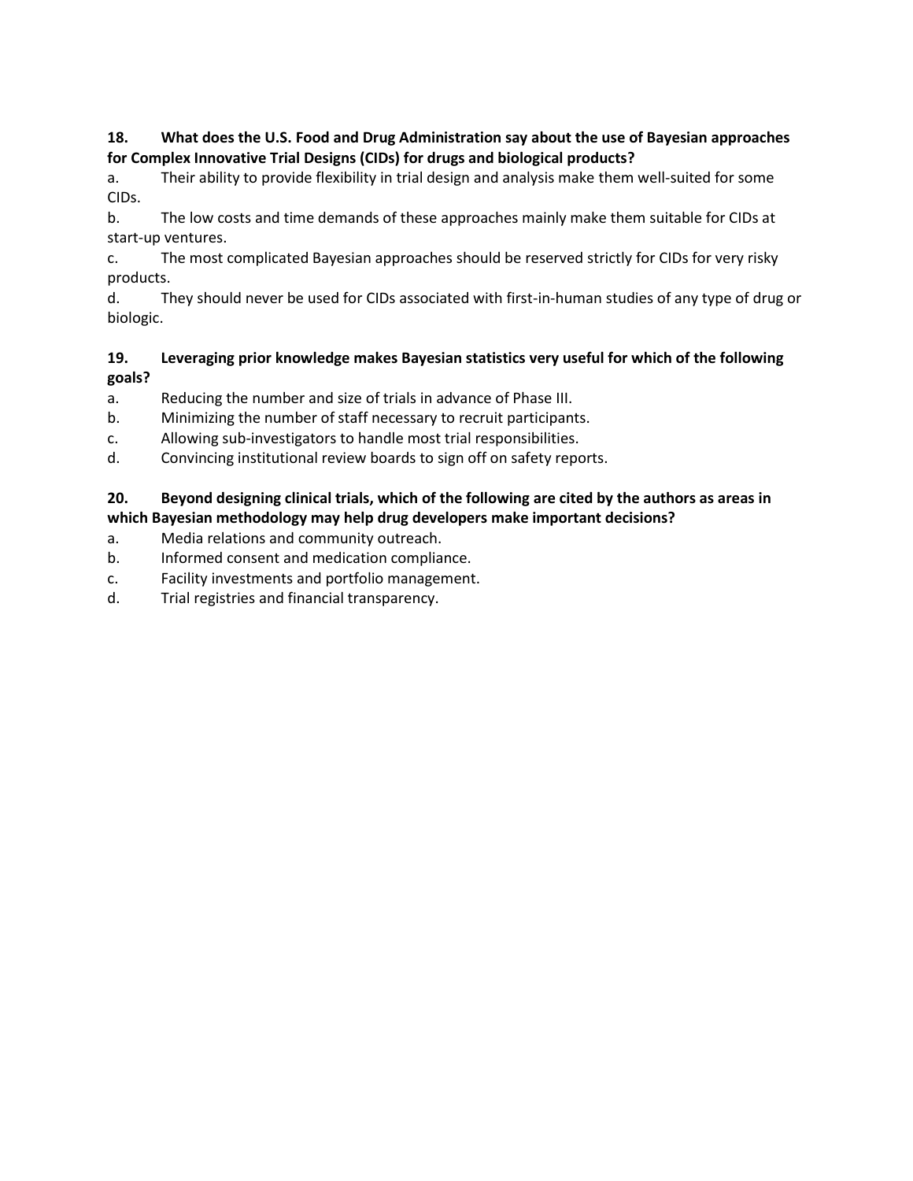**18. What does the U.S. Food and Drug Administration say about the use of Bayesian approaches for Complex Innovative Trial Designs (CIDs) for drugs and biological products?**

a. Their ability to provide flexibility in trial design and analysis make them well-suited for some CIDs.

b. The low costs and time demands of these approaches mainly make them suitable for CIDs at start-up ventures.

c. The most complicated Bayesian approaches should be reserved strictly for CIDs for very risky products.

d. They should never be used for CIDs associated with first-in-human studies of any type of drug or biologic.

**19. Leveraging prior knowledge makes Bayesian statistics very useful for which of the following goals?**

a. Reducing the number and size of trials in advance of Phase III.

b. Minimizing the number of staff necessary to recruit participants.

c. Allowing sub-investigators to handle most trial responsibilities.

d. Convincing institutional review boards to sign off on safety reports.

**20. Beyond designing clinical trials, which of the following are cited by the authors as areas in which Bayesian methodology may help drug developers make important decisions?**

a. Media relations and community outreach.

b. Informed consent and medication compliance.

c. Facility investments and portfolio management.

d. Trial registries and financial transparency.